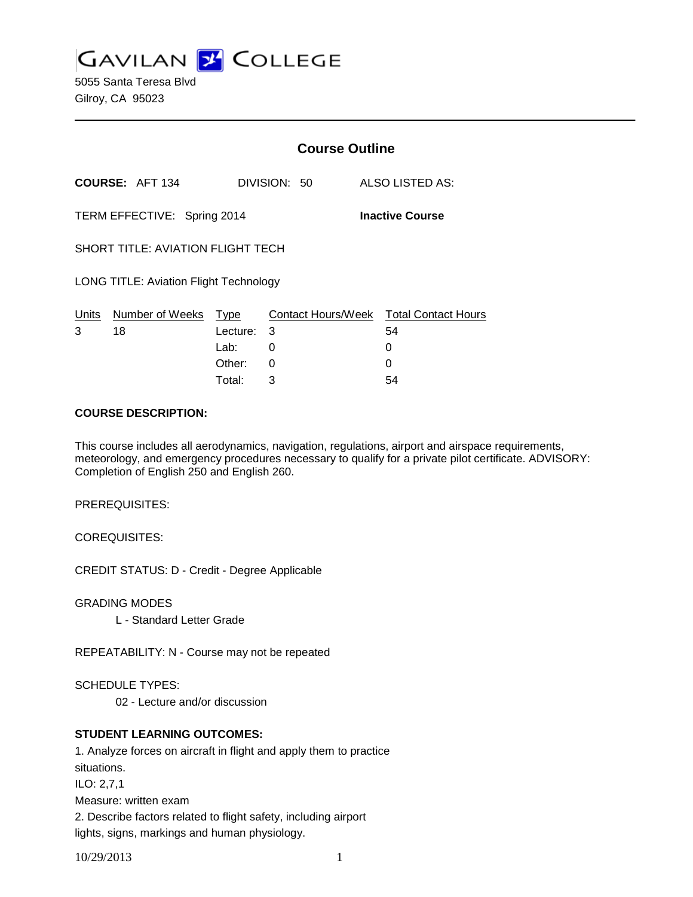GAVILAN COLLEGE

5055 Santa Teresa Blvd
Gilroy, CA 95023

## Course Outline

**COURSE:** AFT 134 DIVISION: 50 ALSO LISTED AS:

TERM EFFECTIVE: Spring 2014 **Inactive Course**

SHORT TITLE: AVIATION FLIGHT TECH

LONG TITLE: Aviation Flight Technology

| Units | Number of Weeks | Type | Contact Hours/Week | Total Contact Hours |
|---|---|---|---|---|
| 3 | 18 | Lecture: | 3 | 54 |
| | | Lab: | 0 | 0 |
| | | Other: | 0 | 0 |
| | | Total: | 3 | 54 |

**COURSE DESCRIPTION:**

This course includes all aerodynamics, navigation, regulations, airport and airspace requirements, meteorology, and emergency procedures necessary to qualify for a private pilot certificate. ADVISORY: Completion of English 250 and English 260.

PREREQUISITES:

COREQUISITES:

CREDIT STATUS: D - Credit - Degree Applicable

GRADING MODES

L - Standard Letter Grade

REPEATABILITY: N - Course may not be repeated

SCHEDULE TYPES:

02 - Lecture and/or discussion

**STUDENT LEARNING OUTCOMES:**

1. Analyze forces on aircraft in flight and apply them to practice situations.
ILO: 2,7,1
Measure: written exam
2. Describe factors related to flight safety, including airport lights, signs, markings and human physiology.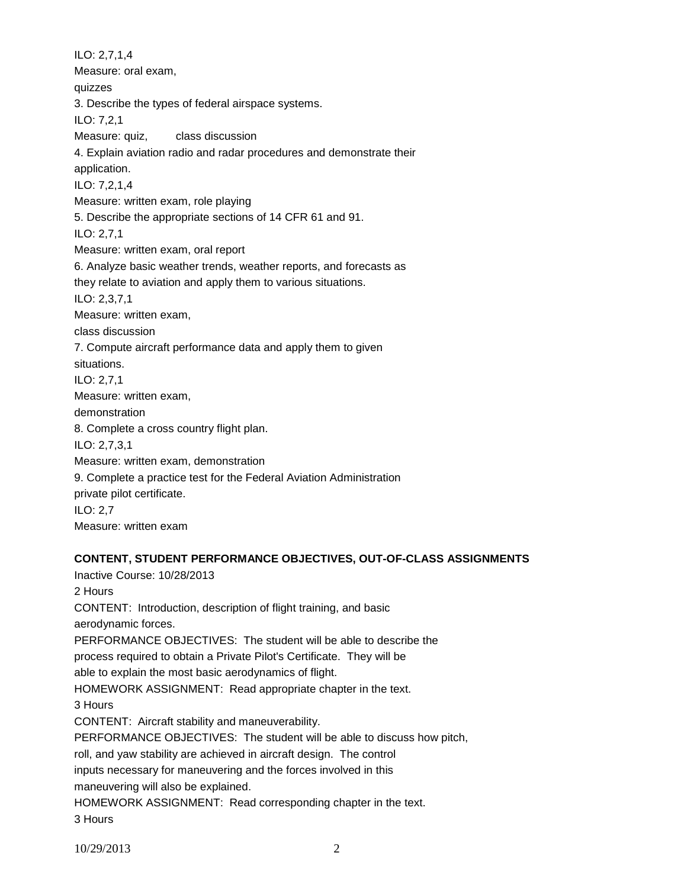ILO: 2,7,1,4
Measure: oral exam,
quizzes

3. Describe the types of federal airspace systems.
ILO: 7,2,1
Measure: quiz, class discussion

4. Explain aviation radio and radar procedures and demonstrate their application.
ILO: 7,2,1,4
Measure: written exam, role playing

5. Describe the appropriate sections of 14 CFR 61 and 91.
ILO: 2,7,1
Measure: written exam, oral report

6. Analyze basic weather trends, weather reports, and forecasts as they relate to aviation and apply them to various situations.
ILO: 2,3,7,1
Measure: written exam,
class discussion

7. Compute aircraft performance data and apply them to given situations.
ILO: 2,7,1
Measure: written exam,
demonstration

8. Complete a cross country flight plan.
ILO: 2,7,3,1
Measure: written exam, demonstration

9. Complete a practice test for the Federal Aviation Administration private pilot certificate.
ILO: 2,7
Measure: written exam

**CONTENT, STUDENT PERFORMANCE OBJECTIVES, OUT-OF-CLASS ASSIGNMENTS**

Inactive Course: 10/28/2013

2 Hours

CONTENT: Introduction, description of flight training, and basic aerodynamic forces.

PERFORMANCE OBJECTIVES: The student will be able to describe the process required to obtain a Private Pilot's Certificate. They will be able to explain the most basic aerodynamics of flight.

HOMEWORK ASSIGNMENT: Read appropriate chapter in the text.

3 Hours

CONTENT: Aircraft stability and maneuverability.

PERFORMANCE OBJECTIVES: The student will be able to discuss how pitch, roll, and yaw stability are achieved in aircraft design. The control inputs necessary for maneuvering and the forces involved in this maneuvering will also be explained.

HOMEWORK ASSIGNMENT: Read corresponding chapter in the text.

3 Hours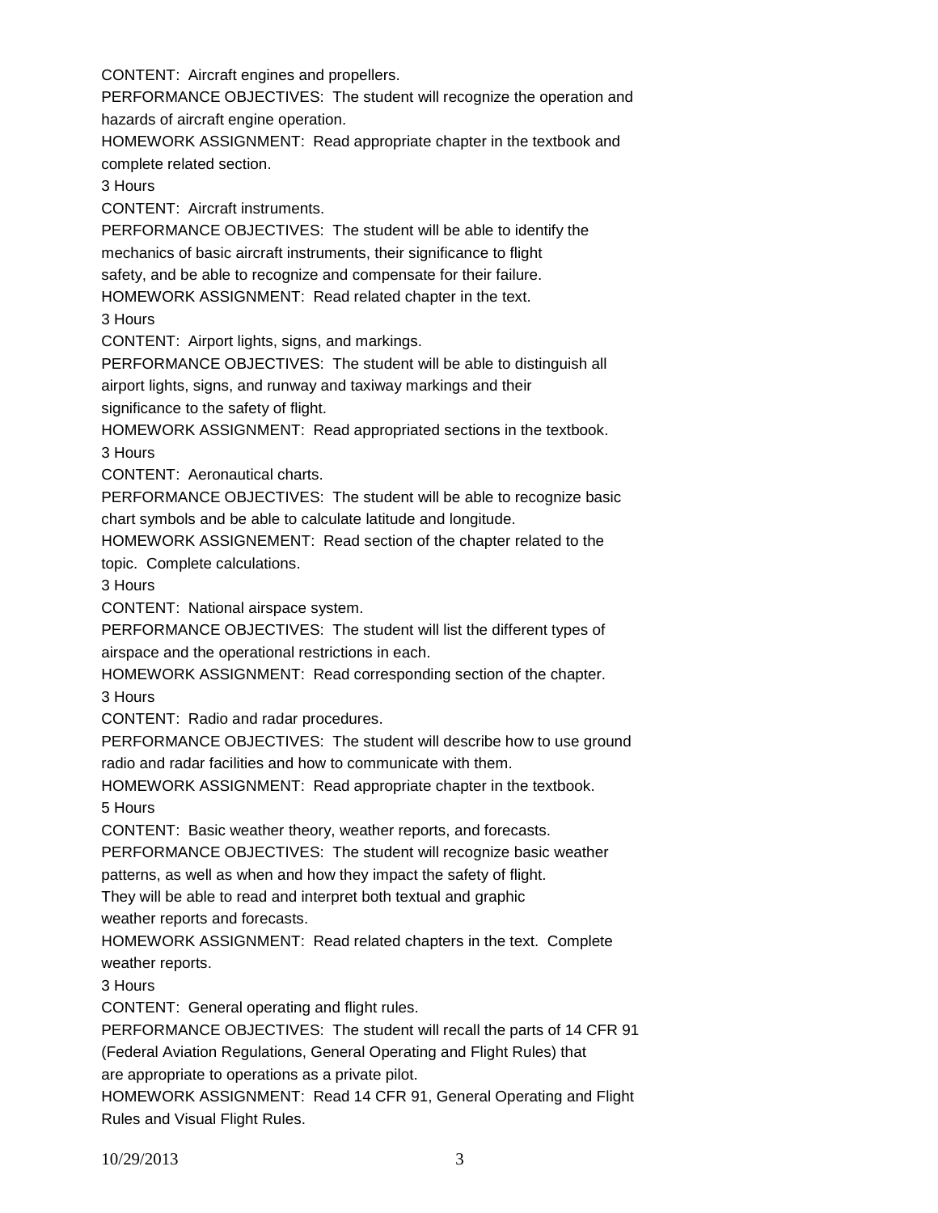CONTENT: Aircraft engines and propellers.

PERFORMANCE OBJECTIVES: The student will recognize the operation and hazards of aircraft engine operation.

HOMEWORK ASSIGNMENT: Read appropriate chapter in the textbook and complete related section.

3 Hours

CONTENT: Aircraft instruments.

PERFORMANCE OBJECTIVES: The student will be able to identify the mechanics of basic aircraft instruments, their significance to flight safety, and be able to recognize and compensate for their failure.

HOMEWORK ASSIGNMENT: Read related chapter in the text.

3 Hours

CONTENT: Airport lights, signs, and markings.

PERFORMANCE OBJECTIVES: The student will be able to distinguish all airport lights, signs, and runway and taxiway markings and their significance to the safety of flight.

HOMEWORK ASSIGNMENT: Read appropriated sections in the textbook.

3 Hours

CONTENT: Aeronautical charts.

PERFORMANCE OBJECTIVES: The student will be able to recognize basic chart symbols and be able to calculate latitude and longitude.

HOMEWORK ASSIGNEMENT: Read section of the chapter related to the topic. Complete calculations.

3 Hours

CONTENT: National airspace system.

PERFORMANCE OBJECTIVES: The student will list the different types of airspace and the operational restrictions in each.

HOMEWORK ASSIGNMENT: Read corresponding section of the chapter.

3 Hours

CONTENT: Radio and radar procedures.

PERFORMANCE OBJECTIVES: The student will describe how to use ground radio and radar facilities and how to communicate with them.

HOMEWORK ASSIGNMENT: Read appropriate chapter in the textbook.

5 Hours

CONTENT: Basic weather theory, weather reports, and forecasts.

PERFORMANCE OBJECTIVES: The student will recognize basic weather patterns, as well as when and how they impact the safety of flight. They will be able to read and interpret both textual and graphic weather reports and forecasts.

HOMEWORK ASSIGNMENT: Read related chapters in the text. Complete weather reports.

3 Hours

CONTENT: General operating and flight rules.

PERFORMANCE OBJECTIVES: The student will recall the parts of 14 CFR 91 (Federal Aviation Regulations, General Operating and Flight Rules) that are appropriate to operations as a private pilot.

HOMEWORK ASSIGNMENT: Read 14 CFR 91, General Operating and Flight Rules and Visual Flight Rules.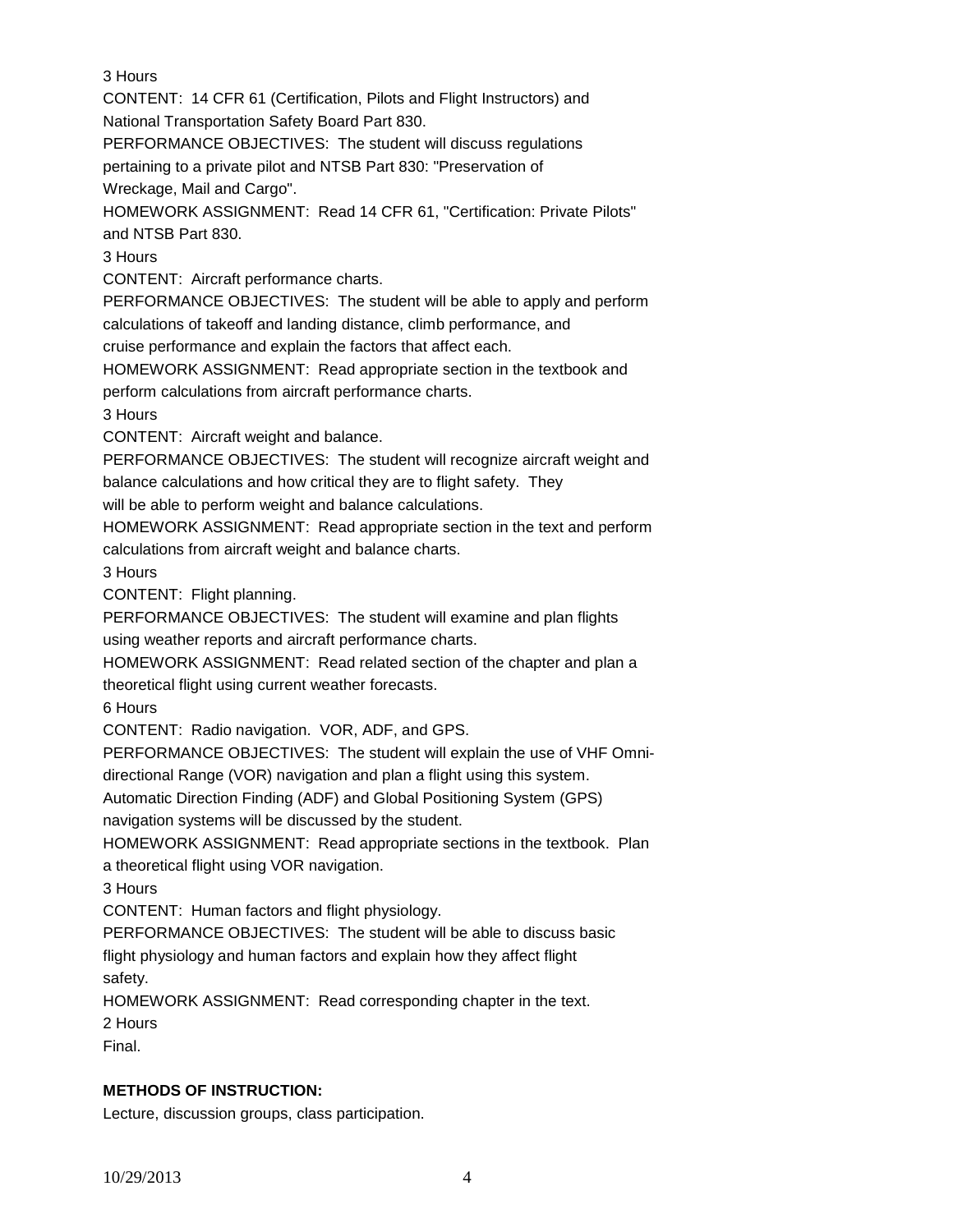3 Hours

CONTENT: 14 CFR 61 (Certification, Pilots and Flight Instructors) and National Transportation Safety Board Part 830.

PERFORMANCE OBJECTIVES: The student will discuss regulations pertaining to a private pilot and NTSB Part 830: "Preservation of Wreckage, Mail and Cargo".

HOMEWORK ASSIGNMENT: Read 14 CFR 61, "Certification: Private Pilots" and NTSB Part 830.

3 Hours

CONTENT: Aircraft performance charts.

PERFORMANCE OBJECTIVES: The student will be able to apply and perform calculations of takeoff and landing distance, climb performance, and cruise performance and explain the factors that affect each.

HOMEWORK ASSIGNMENT: Read appropriate section in the textbook and perform calculations from aircraft performance charts.

3 Hours

CONTENT: Aircraft weight and balance.

PERFORMANCE OBJECTIVES: The student will recognize aircraft weight and balance calculations and how critical they are to flight safety. They will be able to perform weight and balance calculations.

HOMEWORK ASSIGNMENT: Read appropriate section in the text and perform calculations from aircraft weight and balance charts.

3 Hours

CONTENT: Flight planning.

PERFORMANCE OBJECTIVES: The student will examine and plan flights using weather reports and aircraft performance charts.

HOMEWORK ASSIGNMENT: Read related section of the chapter and plan a theoretical flight using current weather forecasts.

6 Hours

CONTENT: Radio navigation. VOR, ADF, and GPS.

PERFORMANCE OBJECTIVES: The student will explain the use of VHF Omni-directional Range (VOR) navigation and plan a flight using this system. Automatic Direction Finding (ADF) and Global Positioning System (GPS) navigation systems will be discussed by the student.

HOMEWORK ASSIGNMENT: Read appropriate sections in the textbook. Plan a theoretical flight using VOR navigation.

3 Hours

CONTENT: Human factors and flight physiology.

PERFORMANCE OBJECTIVES: The student will be able to discuss basic flight physiology and human factors and explain how they affect flight safety.

HOMEWORK ASSIGNMENT: Read corresponding chapter in the text.

2 Hours

Final.

**METHODS OF INSTRUCTION:**

Lecture, discussion groups, class participation.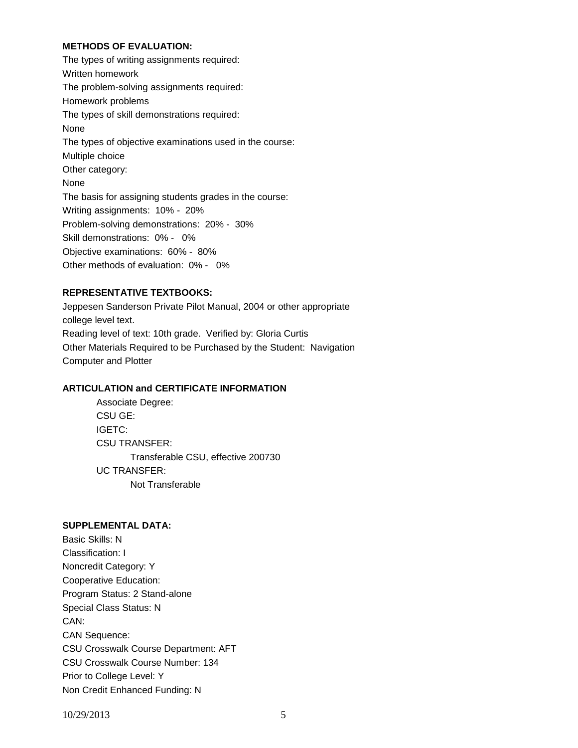**METHODS OF EVALUATION:**

The types of writing assignments required:

Written homework

The problem-solving assignments required:

Homework problems

The types of skill demonstrations required:

None

The types of objective examinations used in the course:

Multiple choice

Other category:

None

The basis for assigning students grades in the course:

Writing assignments: 10% - 20%

Problem-solving demonstrations: 20% - 30%

Skill demonstrations: 0% - 0%

Objective examinations: 60% - 80%

Other methods of evaluation: 0% - 0%

**REPRESENTATIVE TEXTBOOKS:**

Jeppesen Sanderson Private Pilot Manual, 2004 or other appropriate college level text.

Reading level of text: 10th grade. Verified by: Gloria Curtis

Other Materials Required to be Purchased by the Student: Navigation Computer and Plotter

**ARTICULATION and CERTIFICATE INFORMATION**

Associate Degree:

CSU GE:

IGETC:

CSU TRANSFER:

Transferable CSU, effective 200730

UC TRANSFER:

Not Transferable

**SUPPLEMENTAL DATA:**

Basic Skills: N

Classification: I

Noncredit Category: Y

Cooperative Education:

Program Status: 2 Stand-alone

Special Class Status: N

CAN:

CAN Sequence:

CSU Crosswalk Course Department: AFT

CSU Crosswalk Course Number: 134

Prior to College Level: Y

Non Credit Enhanced Funding: N

10/29/2013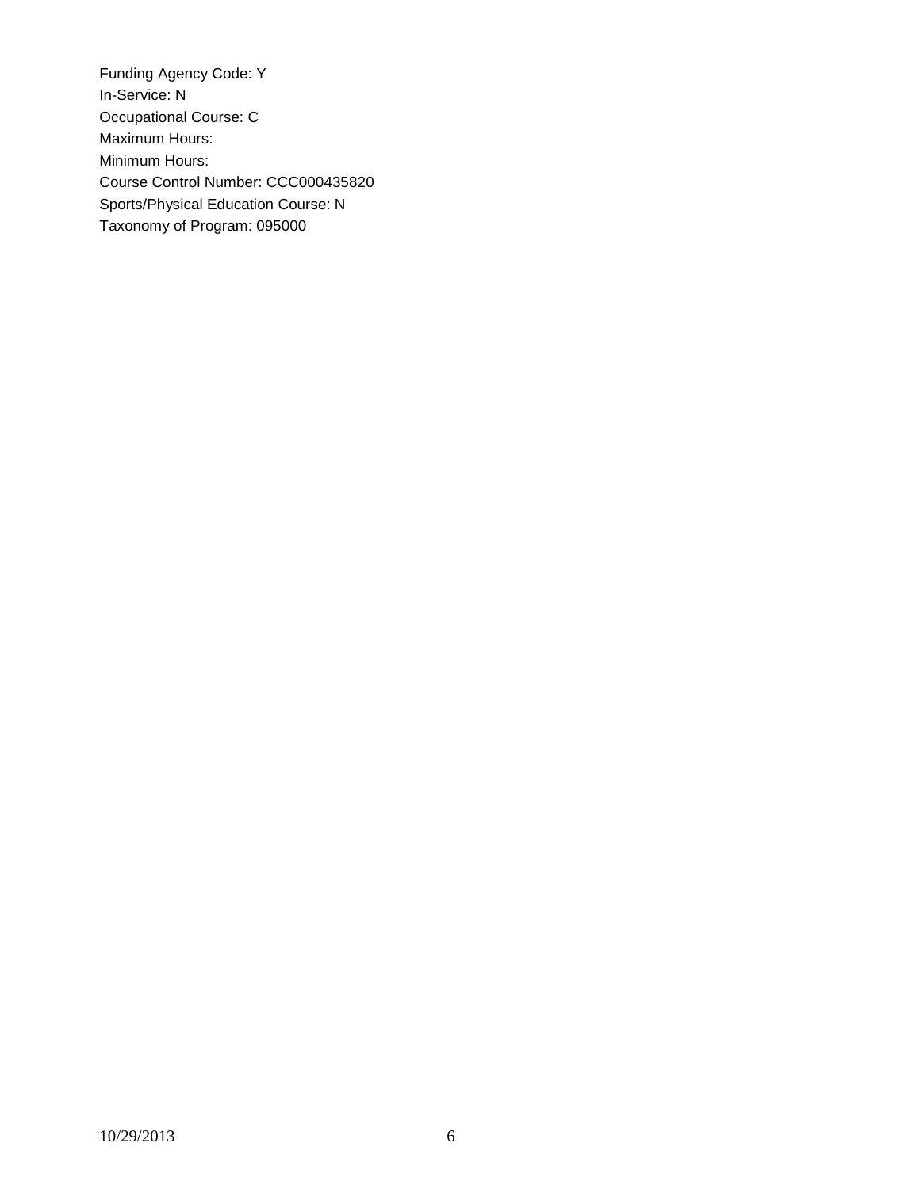Funding Agency Code: Y
In-Service: N
Occupational Course: C
Maximum Hours:
Minimum Hours:
Course Control Number: CCC000435820
Sports/Physical Education Course: N
Taxonomy of Program: 095000